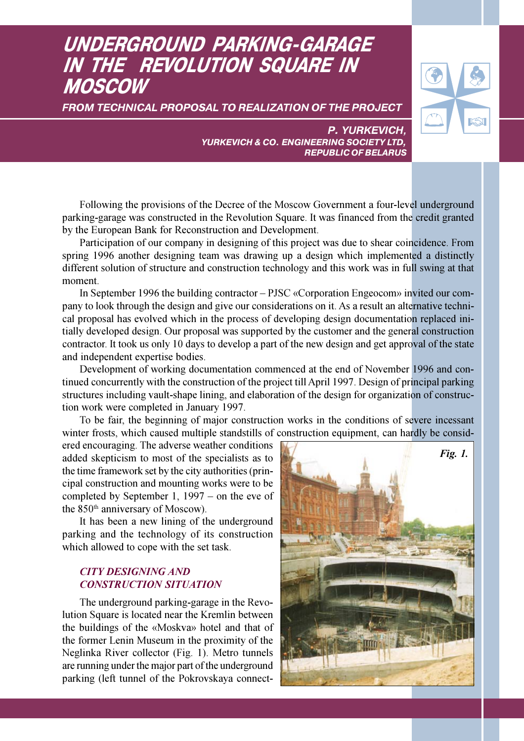# UNDERGROUND PARKING-GARAGE IN THE REVOLUTION SQUARE IN MOSCOW

## FROM TECHNICAL PROPOSAL TO REALIZATION OF THE PROJECT

**P. YURKEVICH,**
**YURKEVICH & CO. ENGINEERING SOCIETY LTD,**
**REPUBLIC OF BELARUS**

Following the provisions of the Decree of the Moscow Government a four-level underground parking-garage was constructed in the Revolution Square. It was financed from the credit granted by the European Bank for Reconstruction and Development.

Participation of our company in designing of this project was due to shear coincidence. From spring 1996 another designing team was drawing up a design which implemented a distinctly different solution of structure and construction technology and this work was in full swing at that moment.

In September 1996 the building contractor – PJSC «Corporation Engeocom» invited our company to look through the design and give our considerations on it. As a result an alternative technical proposal has evolved which in the process of developing design documentation replaced initially developed design. Our proposal was supported by the customer and the general construction contractor. It took us only 10 days to develop a part of the new design and get approval of the state and independent expertise bodies.

Development of working documentation commenced at the end of November 1996 and continued concurrently with the construction of the project till April 1997. Design of principal parking structures including vault-shape lining, and elaboration of the design for organization of construction work were completed in January 1997.

To be fair, the beginning of major construction works in the conditions of severe incessant winter frosts, which caused multiple standstills of construction equipment, can hardly be considered encouraging. The adverse weather conditions added skepticism to most of the specialists as to the time framework set by the city authorities (principal construction and mounting works were to be completed by September 1, 1997 – on the eve of the 850th anniversary of Moscow).

It has been a new lining of the underground parking and the technology of its construction which allowed to cope with the set task.

### *CITY DESIGNING AND CONSTRUCTION SITUATION*

The underground parking-garage in the Revolution Square is located near the Kremlin between the buildings of the «Moskva» hotel and that of the former Lenin Museum in the proximity of the Neglinka River collector (Fig. 1). Metro tunnels are running under the major part of the underground parking (left tunnel of the Pokrovskaya connect-

*Fig. 1.*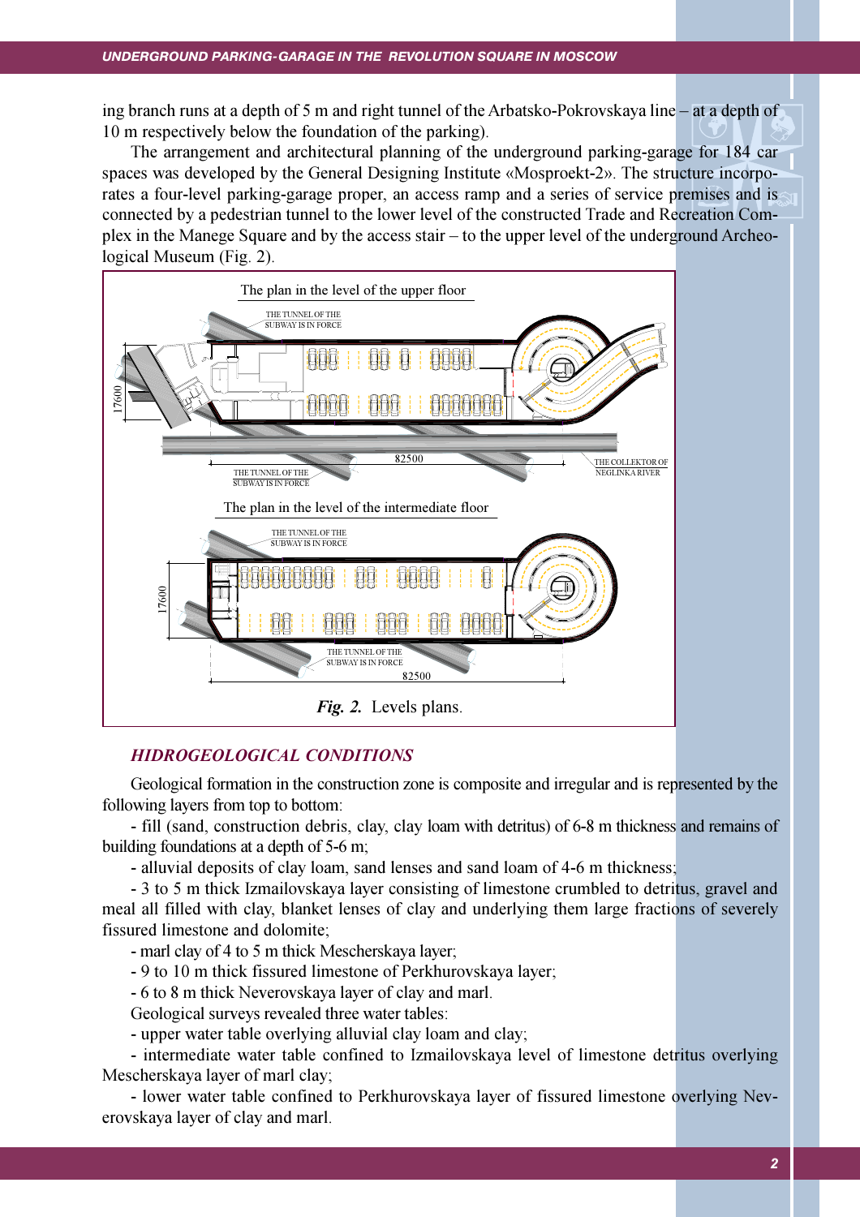ing branch runs at a depth of 5 m and right tunnel of the Arbatsko-Pokrovskaya line – at a depth of 10 m respectively below the foundation of the parking).

The arrangement and architectural planning of the underground parking-garage for 184 car spaces was developed by the General Designing Institute «Mosproekt-2». The structure incorporates a four-level parking-garage proper, an access ramp and a series of service premises and is connected by a pedestrian tunnel to the lower level of the constructed Trade and Recreation Complex in the Manege Square and by the access stair – to the upper level of the underground Archeological Museum (Fig. 2).

*Fig. 2.* Levels plans.

## HIDROGEOLOGICAL CONDITIONS

Geological formation in the construction zone is composite and irregular and is represented by the following layers from top to bottom:

- fill (sand, construction debris, clay, clay loam with detritus) of 6-8 m thickness and remains of building foundations at a depth of 5-6 m;
- alluvial deposits of clay loam, sand lenses and sand loam of 4-6 m thickness;
- 3 to 5 m thick Izmailovskaya layer consisting of limestone crumbled to detritus, gravel and meal all filled with clay, blanket lenses of clay and underlying them large fractions of severely fissured limestone and dolomite;
- marl clay of 4 to 5 m thick Mescherskaya layer;
- 9 to 10 m thick fissured limestone of Perkhurovskaya layer;
- 6 to 8 m thick Neverovskaya layer of clay and marl.

Geological surveys revealed three water tables:

- upper water table overlying alluvial clay loam and clay;
- intermediate water table confined to Izmailovskaya level of limestone detritus overlying Mescherskaya layer of marl clay;
- lower water table confined to Perkhurovskaya layer of fissured limestone overlying Neverovskaya layer of clay and marl.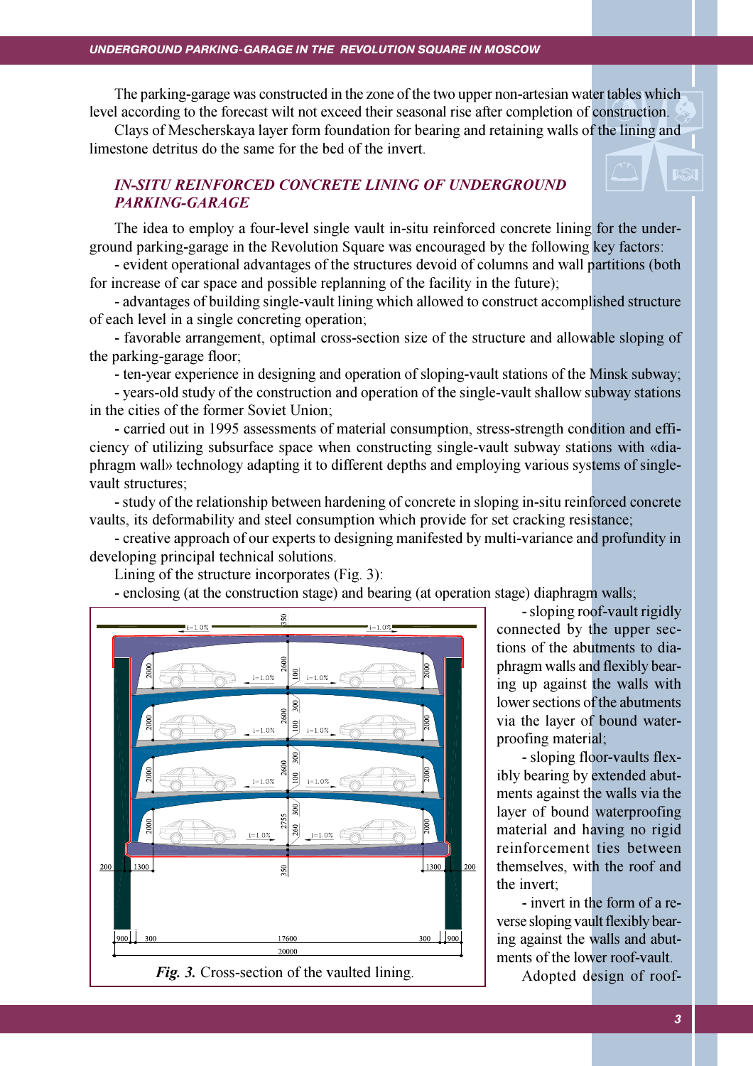The parking-garage was constructed in the zone of the two upper non-artesian water tables which level according to the forecast wilt not exceed their seasonal rise after completion of construction.

Clays of Mescherskaya layer form foundation for bearing and retaining walls of the lining and limestone detritus do the same for the bed of the invert.

## *IN-SITU REINFORCED CONCRETE LINING OF UNDERGROUND PARKING-GARAGE*

The idea to employ a four-level single vault in-situ reinforced concrete lining for the underground parking-garage in the Revolution Square was encouraged by the following key factors:

- evident operational advantages of the structures devoid of columns and wall partitions (both for increase of car space and possible replanning of the facility in the future);
- advantages of building single-vault lining which allowed to construct accomplished structure of each level in a single concreting operation;
- favorable arrangement, optimal cross-section size of the structure and allowable sloping of the parking-garage floor;
- ten-year experience in designing and operation of sloping-vault stations of the Minsk subway;
- years-old study of the construction and operation of the single-vault shallow subway stations in the cities of the former Soviet Union;
- carried out in 1995 assessments of material consumption, stress-strength condition and efficiency of utilizing subsurface space when constructing single-vault subway stations with «diaphragm wall» technology adapting it to different depths and employing various systems of single-vault structures;
- study of the relationship between hardening of concrete in sloping in-situ reinforced concrete vaults, its deformability and steel consumption which provide for set cracking resistance;
- creative approach of our experts to designing manifested by multi-variance and profundity in developing principal technical solutions.

Lining of the structure incorporates (Fig. 3):

- enclosing (at the construction stage) and bearing (at operation stage) diaphragm walls;
- sloping roof-vault rigidly connected by the upper sections of the abutments to diaphragm walls and flexibly bearing up against the walls with lower sections of the abutments via the layer of bound waterproofing material;
- sloping floor-vaults flexibly bearing by extended abutments against the walls via the layer of bound waterproofing material and having no rigid reinforcement ties between themselves, with the roof and the invert;
- invert in the form of a reverse sloping vault flexibly bearing against the walls and abutments of the lower roof-vault.

***Fig. 3.*** Cross-section of the vaulted lining.

Adopted design of roof-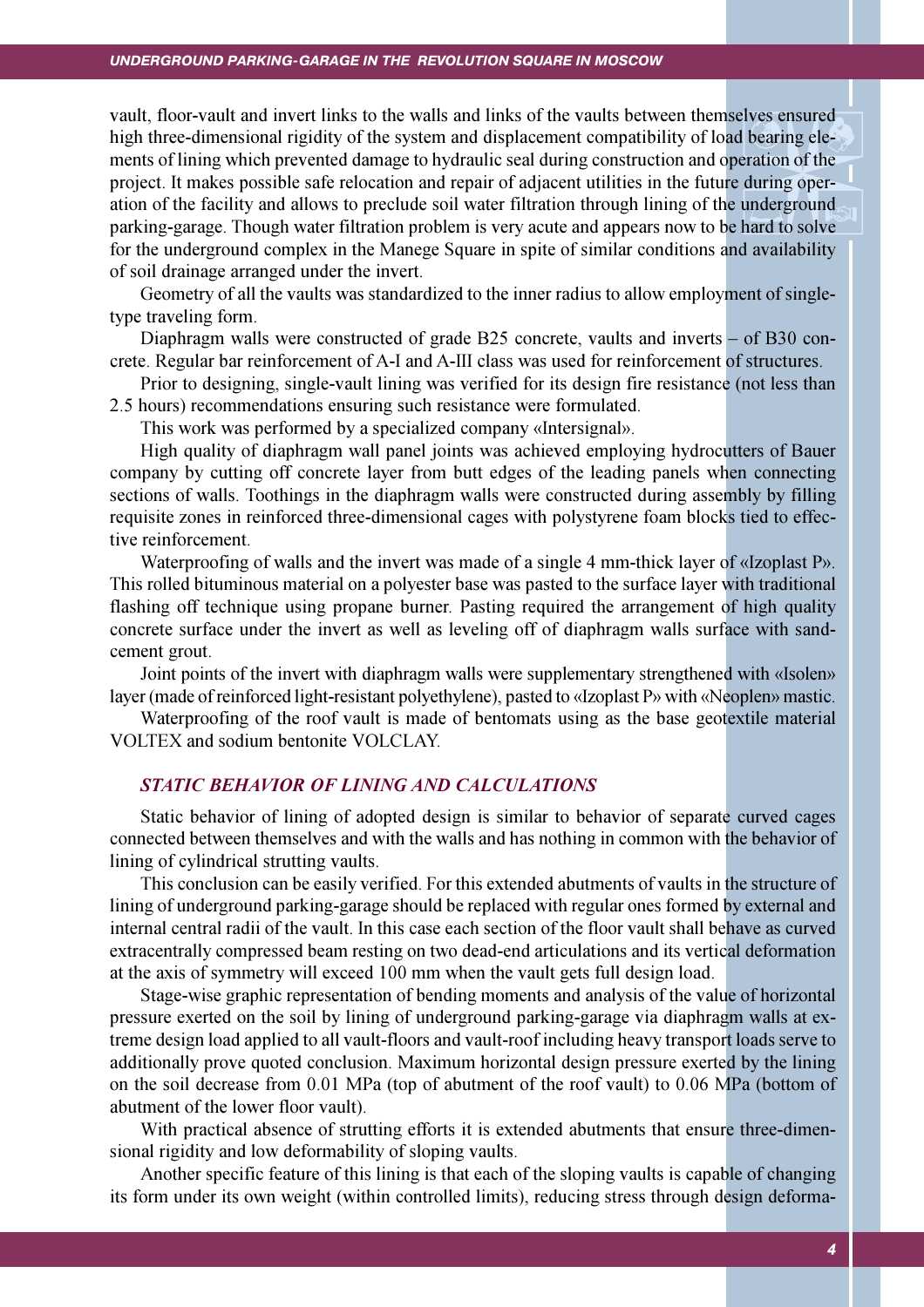vault, floor-vault and invert links to the walls and links of the vaults between themselves ensured high three-dimensional rigidity of the system and displacement compatibility of load bearing elements of lining which prevented damage to hydraulic seal during construction and operation of the project. It makes possible safe relocation and repair of adjacent utilities in the future during operation of the facility and allows to preclude soil water filtration through lining of the underground parking-garage. Though water filtration problem is very acute and appears now to be hard to solve for the underground complex in the Manege Square in spite of similar conditions and availability of soil drainage arranged under the invert.

Geometry of all the vaults was standardized to the inner radius to allow employment of single-type traveling form.

Diaphragm walls were constructed of grade B25 concrete, vaults and inverts – of B30 concrete. Regular bar reinforcement of A-I and A-III class was used for reinforcement of structures.

Prior to designing, single-vault lining was verified for its design fire resistance (not less than 2.5 hours) recommendations ensuring such resistance were formulated.

This work was performed by a specialized company «Intersignal».

High quality of diaphragm wall panel joints was achieved employing hydrocutters of Bauer company by cutting off concrete layer from butt edges of the leading panels when connecting sections of walls. Toothings in the diaphragm walls were constructed during assembly by filling requisite zones in reinforced three-dimensional cages with polystyrene foam blocks tied to effective reinforcement.

Waterproofing of walls and the invert was made of a single 4 mm-thick layer of «Izoplast P». This rolled bituminous material on a polyester base was pasted to the surface layer with traditional flashing off technique using propane burner. Pasting required the arrangement of high quality concrete surface under the invert as well as leveling off of diaphragm walls surface with sand-cement grout.

Joint points of the invert with diaphragm walls were supplementary strengthened with «Isolen» layer (made of reinforced light-resistant polyethylene), pasted to «Izoplast P» with «Neoplen» mastic.

Waterproofing of the roof vault is made of bentomats using as the base geotextile material VOLTEX and sodium bentonite VOLCLAY.

### *STATIC BEHAVIOR OF LINING AND CALCULATIONS*

Static behavior of lining of adopted design is similar to behavior of separate curved cages connected between themselves and with the walls and has nothing in common with the behavior of lining of cylindrical strutting vaults.

This conclusion can be easily verified. For this extended abutments of vaults in the structure of lining of underground parking-garage should be replaced with regular ones formed by external and internal central radii of the vault. In this case each section of the floor vault shall behave as curved extracentrally compressed beam resting on two dead-end articulations and its vertical deformation at the axis of symmetry will exceed 100 mm when the vault gets full design load.

Stage-wise graphic representation of bending moments and analysis of the value of horizontal pressure exerted on the soil by lining of underground parking-garage via diaphragm walls at extreme design load applied to all vault-floors and vault-roof including heavy transport loads serve to additionally prove quoted conclusion. Maximum horizontal design pressure exerted by the lining on the soil decrease from 0.01 MPa (top of abutment of the roof vault) to 0.06 MPa (bottom of abutment of the lower floor vault).

With practical absence of strutting efforts it is extended abutments that ensure three-dimensional rigidity and low deformability of sloping vaults.

Another specific feature of this lining is that each of the sloping vaults is capable of changing its form under its own weight (within controlled limits), reducing stress through design deforma-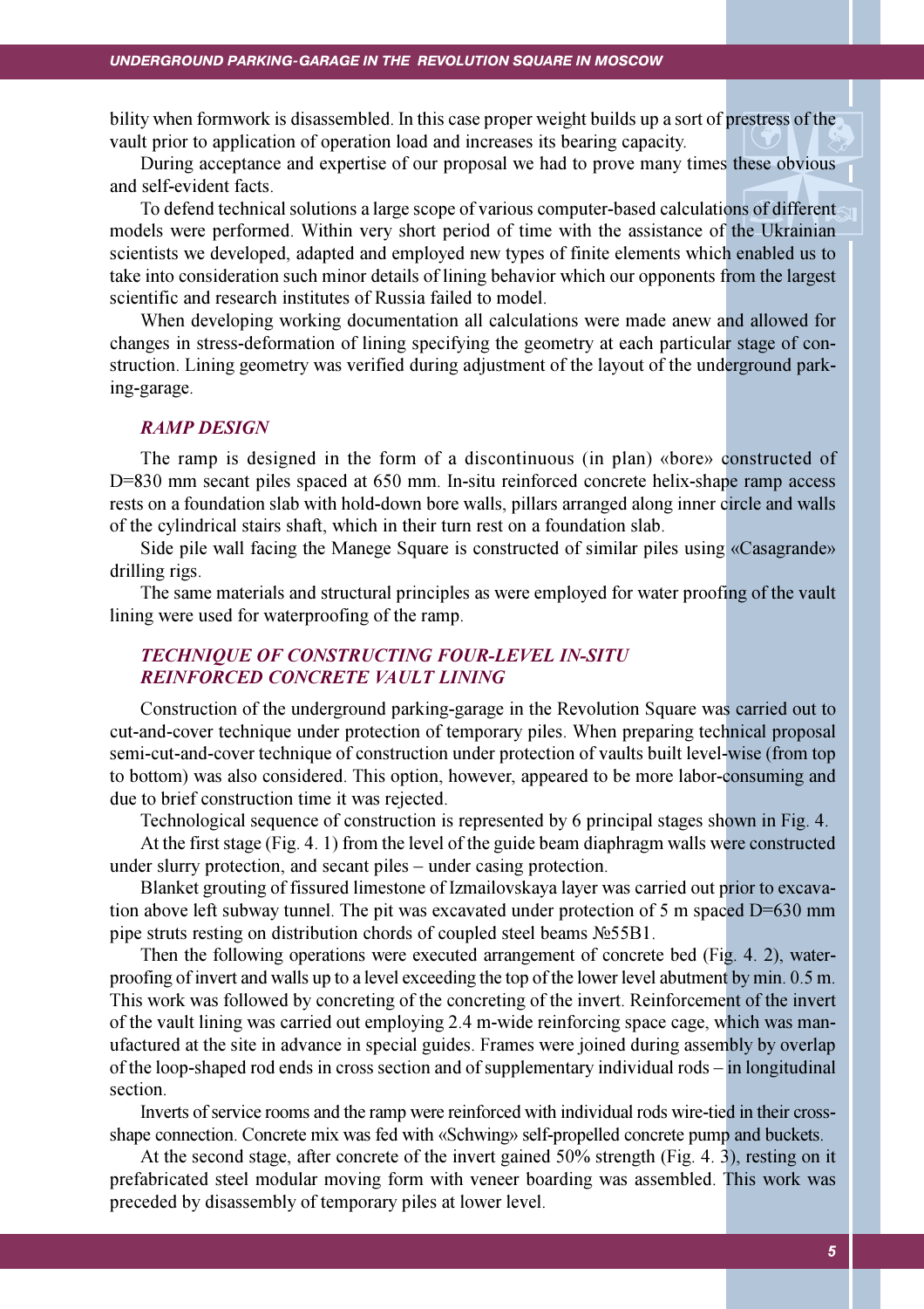bility when formwork is disassembled. In this case proper weight builds up a sort of prestress of the vault prior to application of operation load and increases its bearing capacity.

During acceptance and expertise of our proposal we had to prove many times these obvious and self-evident facts.

To defend technical solutions a large scope of various computer-based calculations of different models were performed. Within very short period of time with the assistance of the Ukrainian scientists we developed, adapted and employed new types of finite elements which enabled us to take into consideration such minor details of lining behavior which our opponents from the largest scientific and research institutes of Russia failed to model.

When developing working documentation all calculations were made anew and allowed for changes in stress-deformation of lining specifying the geometry at each particular stage of construction. Lining geometry was verified during adjustment of the layout of the underground parking-garage.

## *RAMP DESIGN*

The ramp is designed in the form of a discontinuous (in plan) «bore» constructed of D=830 mm secant piles spaced at 650 mm. In-situ reinforced concrete helix-shape ramp access rests on a foundation slab with hold-down bore walls, pillars arranged along inner circle and walls of the cylindrical stairs shaft, which in their turn rest on a foundation slab.

Side pile wall facing the Manege Square is constructed of similar piles using «Casagrande» drilling rigs.

The same materials and structural principles as were employed for water proofing of the vault lining were used for waterproofing of the ramp.

## *TECHNIQUE OF CONSTRUCTING FOUR-LEVEL IN-SITU REINFORCED CONCRETE VAULT LINING*

Construction of the underground parking-garage in the Revolution Square was carried out to cut-and-cover technique under protection of temporary piles. When preparing technical proposal semi-cut-and-cover technique of construction under protection of vaults built level-wise (from top to bottom) was also considered. This option, however, appeared to be more labor-consuming and due to brief construction time it was rejected.

Technological sequence of construction is represented by 6 principal stages shown in Fig. 4.

At the first stage (Fig. 4. 1) from the level of the guide beam diaphragm walls were constructed under slurry protection, and secant piles – under casing protection.

Blanket grouting of fissured limestone of Izmailovskaya layer was carried out prior to excavation above left subway tunnel. The pit was excavated under protection of 5 m spaced D=630 mm pipe struts resting on distribution chords of coupled steel beams №55B1.

Then the following operations were executed arrangement of concrete bed (Fig. 4. 2), waterproofing of invert and walls up to a level exceeding the top of the lower level abutment by min. 0.5 m. This work was followed by concreting of the concreting of the invert. Reinforcement of the invert of the vault lining was carried out employing 2.4 m-wide reinforcing space cage, which was manufactured at the site in advance in special guides. Frames were joined during assembly by overlap of the loop-shaped rod ends in cross section and of supplementary individual rods – in longitudinal section.

Inverts of service rooms and the ramp were reinforced with individual rods wire-tied in their cross-shape connection. Concrete mix was fed with «Schwing» self-propelled concrete pump and buckets.

At the second stage, after concrete of the invert gained 50% strength (Fig. 4. 3), resting on it prefabricated steel modular moving form with veneer boarding was assembled. This work was preceded by disassembly of temporary piles at lower level.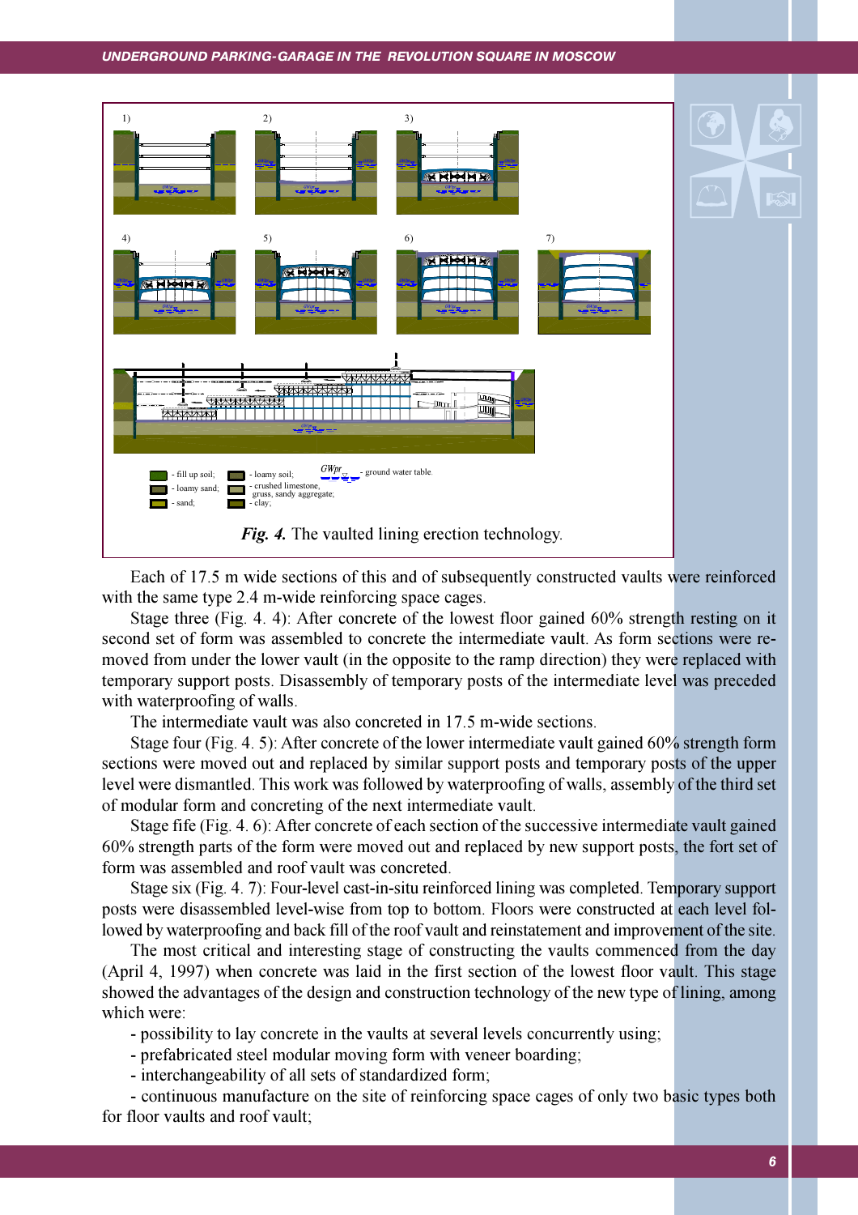1) 2) 3)

4) 5) 6) 7)

- fill up soil; - loamy soil; GWpr - ground water table.
- loamy sand; - crushed limestone, gruss, sandy aggregate;
- sand; - clay;

***Fig. 4.*** The vaulted lining erection technology.

Each of 17.5 m wide sections of this and of subsequently constructed vaults were reinforced with the same type 2.4 m-wide reinforcing space cages.

Stage three (Fig. 4. 4): After concrete of the lowest floor gained 60% strength resting on it second set of form was assembled to concrete the intermediate vault. As form sections were removed from under the lower vault (in the opposite to the ramp direction) they were replaced with temporary support posts. Disassembly of temporary posts of the intermediate level was preceded with waterproofing of walls.

The intermediate vault was also concreted in 17.5 m-wide sections.

Stage four (Fig. 4. 5): After concrete of the lower intermediate vault gained 60% strength form sections were moved out and replaced by similar support posts and temporary posts of the upper level were dismantled. This work was followed by waterproofing of walls, assembly of the third set of modular form and concreting of the next intermediate vault.

Stage fife (Fig. 4. 6): After concrete of each section of the successive intermediate vault gained 60% strength parts of the form were moved out and replaced by new support posts, the fort set of form was assembled and roof vault was concreted.

Stage six (Fig. 4. 7): Four-level cast-in-situ reinforced lining was completed. Temporary support posts were disassembled level-wise from top to bottom. Floors were constructed at each level followed by waterproofing and back fill of the roof vault and reinstatement and improvement of the site.

The most critical and interesting stage of constructing the vaults commenced from the day (April 4, 1997) when concrete was laid in the first section of the lowest floor vault. This stage showed the advantages of the design and construction technology of the new type of lining, among which were:

- possibility to lay concrete in the vaults at several levels concurrently using;
- prefabricated steel modular moving form with veneer boarding;
- interchangeability of all sets of standardized form;
- continuous manufacture on the site of reinforcing space cages of only two basic types both for floor vaults and roof vault;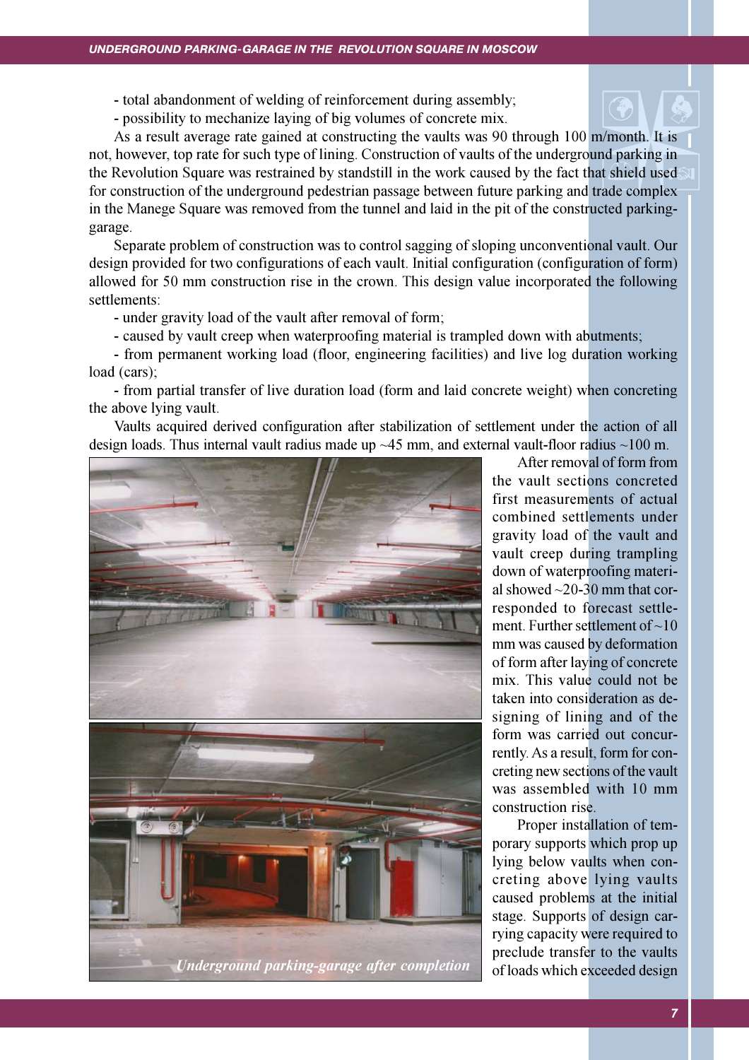- total abandonment of welding of reinforcement during assembly;
- possibility to mechanize laying of big volumes of concrete mix.

As a result average rate gained at constructing the vaults was 90 through 100 m/month. It is not, however, top rate for such type of lining. Construction of vaults of the underground parking in the Revolution Square was restrained by standstill in the work caused by the fact that shield used for construction of the underground pedestrian passage between future parking and trade complex in the Manege Square was removed from the tunnel and laid in the pit of the constructed parking-garage.

Separate problem of construction was to control sagging of sloping unconventional vault. Our design provided for two configurations of each vault. Initial configuration (configuration of form) allowed for 50 mm construction rise in the crown. This design value incorporated the following settlements:

- under gravity load of the vault after removal of form;
- caused by vault creep when waterproofing material is trampled down with abutments;
- from permanent working load (floor, engineering facilities) and live log duration working load (cars);
- from partial transfer of live duration load (form and laid concrete weight) when concreting the above lying vault.

Vaults acquired derived configuration after stabilization of settlement under the action of all design loads. Thus internal vault radius made up ~45 mm, and external vault-floor radius ~100 m.

After removal of form from the vault sections concreted first measurements of actual combined settlements under gravity load of the vault and vault creep during trampling down of waterproofing material showed ~20-30 mm that corresponded to forecast settlement. Further settlement of ~10 mm was caused by deformation of form after laying of concrete mix. This value could not be taken into consideration as designing of lining and of the form was carried out concurrently. As a result, form for concreting new sections of the vault was assembled with 10 mm construction rise.

Proper installation of temporary supports which prop up lying below vaults when concreting above lying vaults caused problems at the initial stage. Supports of design carrying capacity were required to preclude transfer to the vaults of loads which exceeded design

*Underground parking-garage after completion*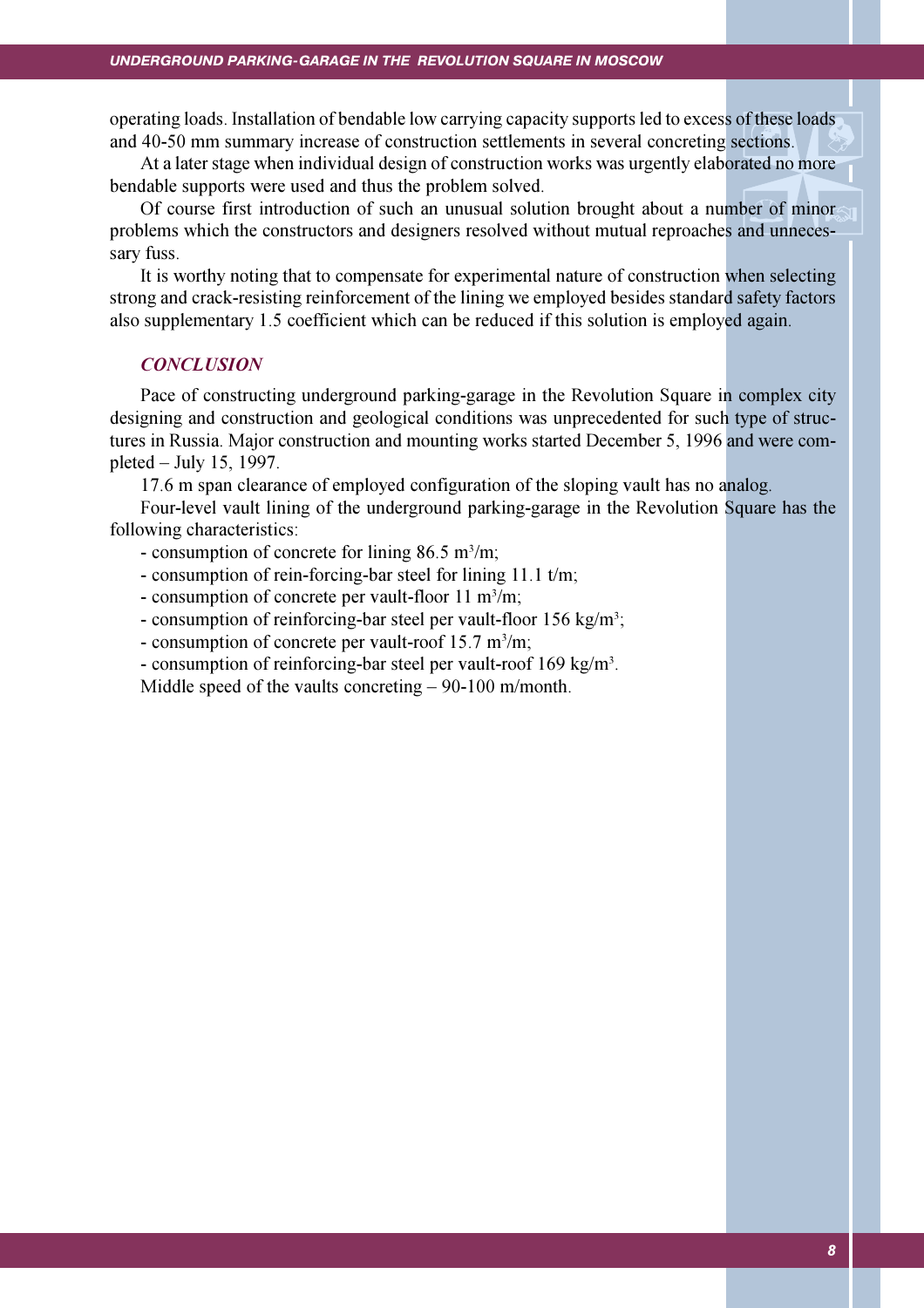operating loads. Installation of bendable low carrying capacity supports led to excess of these loads and 40-50 mm summary increase of construction settlements in several concreting sections.

At a later stage when individual design of construction works was urgently elaborated no more bendable supports were used and thus the problem solved.

Of course first introduction of such an unusual solution brought about a number of minor problems which the constructors and designers resolved without mutual reproaches and unnecessary fuss.

It is worthy noting that to compensate for experimental nature of construction when selecting strong and crack-resisting reinforcement of the lining we employed besides standard safety factors also supplementary 1.5 coefficient which can be reduced if this solution is employed again.

## *CONCLUSION*

Pace of constructing underground parking-garage in the Revolution Square in complex city designing and construction and geological conditions was unprecedented for such type of structures in Russia. Major construction and mounting works started December 5, 1996 and were completed – July 15, 1997.

17.6 m span clearance of employed configuration of the sloping vault has no analog.

Four-level vault lining of the underground parking-garage in the Revolution Square has the following characteristics:

- consumption of concrete for lining 86.5 $m^3/m$;
- consumption of rein-forcing-bar steel for lining 11.1 t/m;
- consumption of concrete per vault-floor 11 $m^3/m$;
- consumption of reinforcing-bar steel per vault-floor 156 $kg/m^3$;
- consumption of concrete per vault-roof 15.7 $m^3/m$;
- consumption of reinforcing-bar steel per vault-roof 169 $kg/m^3$.

Middle speed of the vaults concreting – 90-100 m/month.